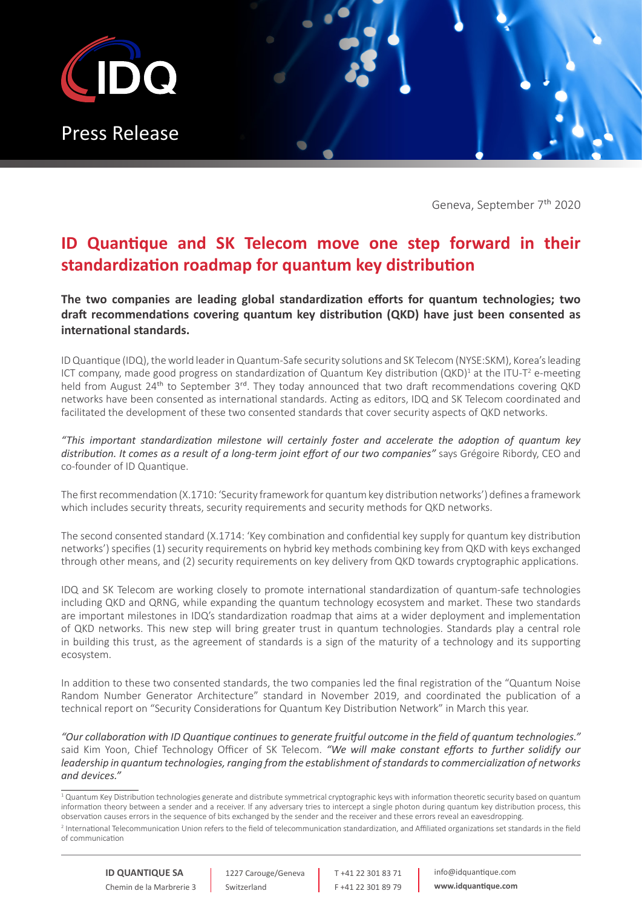IDQ

Press Release

Geneva, September 7th 2020

# ID Quantique and SK Telecom move one step forward in their standardization roadmap for quantum key distribution

**The two companies are leading global standardization efforts for quantum technologies; two draft recommendations covering quantum key distribution (QKD) have just been consented as international standards.**

ID Quantique (IDQ), the world leader in Quantum-Safe security solutions and SK Telecom (NYSE:SKM), Korea's leading ICT company, made good progress on standardization of Quantum Key distribution (QKD)[1] at the ITU-T[2] e-meeting held from August 24th to September 3rd. They today announced that two draft recommendations covering QKD networks have been consented as international standards. Acting as editors, IDQ and SK Telecom coordinated and facilitated the development of these two consented standards that cover security aspects of QKD networks.

*"This important standardization milestone will certainly foster and accelerate the adoption of quantum key distribution. It comes as a result of a long-term joint effort of our two companies"* says Grégoire Ribordy, CEO and co-founder of ID Quantique.

The first recommendation (X.1710: 'Security framework for quantum key distribution networks') defines a framework which includes security threats, security requirements and security methods for QKD networks.

The second consented standard (X.1714: 'Key combination and confidential key supply for quantum key distribution networks') specifies (1) security requirements on hybrid key methods combining key from QKD with keys exchanged through other means, and (2) security requirements on key delivery from QKD towards cryptographic applications.

IDQ and SK Telecom are working closely to promote international standardization of quantum-safe technologies including QKD and QRNG, while expanding the quantum technology ecosystem and market. These two standards are important milestones in IDQ's standardization roadmap that aims at a wider deployment and implementation of QKD networks. This new step will bring greater trust in quantum technologies. Standards play a central role in building this trust, as the agreement of standards is a sign of the maturity of a technology and its supporting ecosystem.

In addition to these two consented standards, the two companies led the final registration of the "Quantum Noise Random Number Generator Architecture" standard in November 2019, and coordinated the publication of a technical report on "Security Considerations for Quantum Key Distribution Network" in March this year.

*"Our collaboration with ID Quantique continues to generate fruitful outcome in the field of quantum technologies."* said Kim Yoon, Chief Technology Officer of SK Telecom. *"We will make constant efforts to further solidify our leadership in quantum technologies, ranging from the establishment of standards to commercialization of networks and devices."*

---

[1] Quantum Key Distribution technologies generate and distribute symmetrical cryptographic keys with information theoretic security based on quantum information theory between a sender and a receiver. If any adversary tries to intercept a single photon during quantum key distribution process, this observation causes errors in the sequence of bits exchanged by the sender and the receiver and these errors reveal an eavesdropping.

[2] International Telecommunication Union refers to the field of telecommunication standardization, and Affiliated organizations set standards in the field of communication

**ID QUANTIQUE SA** Chemin de la Marbrerie 3 | 1227 Carouge/Geneva Switzerland | T +41 22 301 83 71 F +41 22 301 89 79 | info@idquantique.com **www.idquantique.com**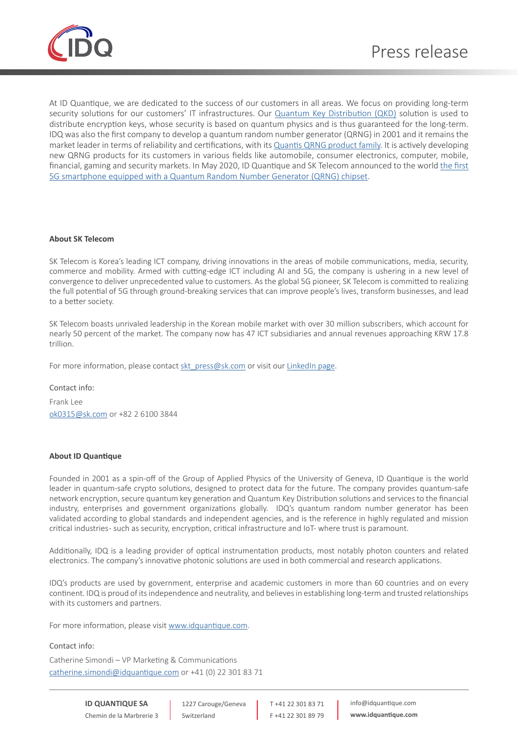At ID Quantique, we are dedicated to the success of our customers in all areas. We focus on providing long-term security solutions for our customers' IT infrastructures. Our [Quantum Key Distribution (QKD)](#) solution is used to distribute encryption keys, whose security is based on quantum physics and is thus guaranteed for the long-term. IDQ was also the first company to develop a quantum random number generator (QRNG) in 2001 and it remains the market leader in terms of reliability and certifications, with its [Quantis QRNG product family](#). It is actively developing new QRNG products for its customers in various fields like automobile, consumer electronics, computer, mobile, financial, gaming and security markets. In May 2020, ID Quantique and SK Telecom announced to the world [the first 5G smartphone equipped with a Quantum Random Number Generator (QRNG) chipset](#).

**About SK Telecom**

SK Telecom is Korea's leading ICT company, driving innovations in the areas of mobile communications, media, security, commerce and mobility. Armed with cutting-edge ICT including AI and 5G, the company is ushering in a new level of convergence to deliver unprecedented value to customers. As the global 5G pioneer, SK Telecom is committed to realizing the full potential of 5G through ground-breaking services that can improve people's lives, transform businesses, and lead to a better society.

SK Telecom boasts unrivaled leadership in the Korean mobile market with over 30 million subscribers, which account for nearly 50 percent of the market. The company now has 47 ICT subsidiaries and annual revenues approaching KRW 17.8 trillion.

For more information, please contact skt_press@sk.com or visit our [LinkedIn page](#).

Contact info:

Frank Lee
ok0315@sk.com or +82 2 6100 3844

**About ID Quantique**

Founded in 2001 as a spin-off of the Group of Applied Physics of the University of Geneva, ID Quantique is the world leader in quantum-safe crypto solutions, designed to protect data for the future. The company provides quantum-safe network encryption, secure quantum key generation and Quantum Key Distribution solutions and services to the financial industry, enterprises and government organizations globally. IDQ's quantum random number generator has been validated according to global standards and independent agencies, and is the reference in highly regulated and mission critical industries- such as security, encryption, critical infrastructure and IoT- where trust is paramount.

Additionally, IDQ is a leading provider of optical instrumentation products, most notably photon counters and related electronics. The company's innovative photonic solutions are used in both commercial and research applications.

IDQ's products are used by government, enterprise and academic customers in more than 60 countries and on every continent. IDQ is proud of its independence and neutrality, and believes in establishing long-term and trusted relationships with its customers and partners.

For more information, please visit www.idquantique.com.

Contact info:

Catherine Simondi – VP Marketing & Communications
catherine.simondi@idquantique.com or +41 (0) 22 301 83 71